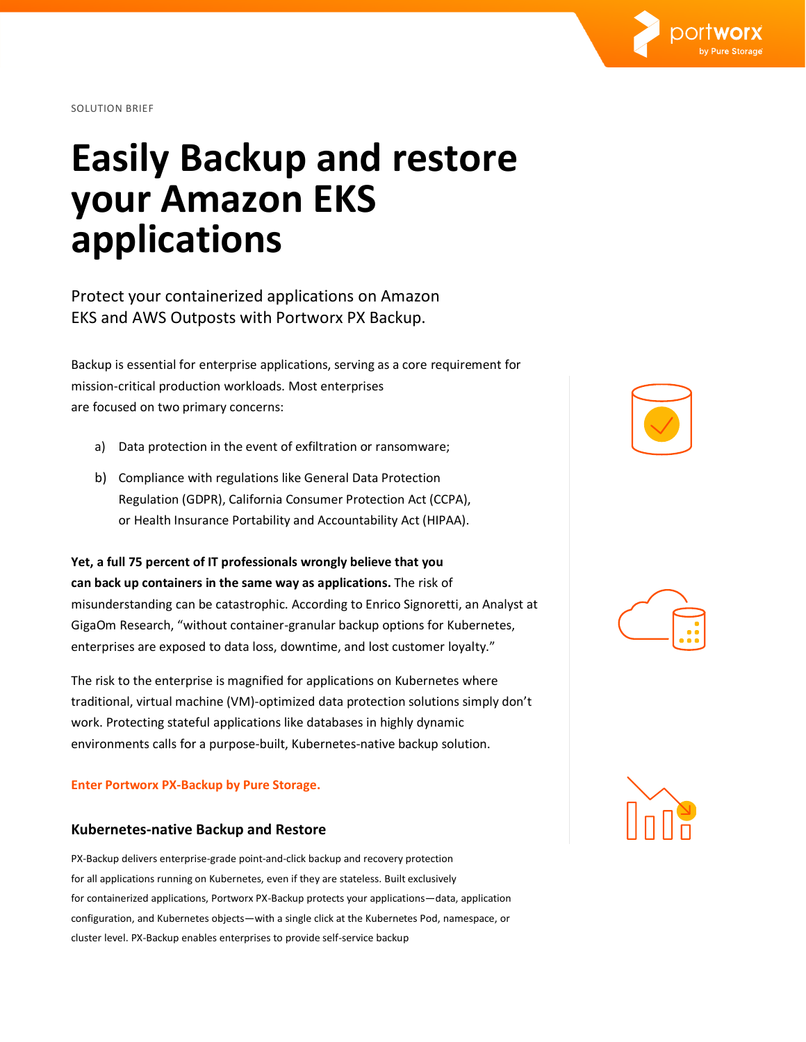SOLUTION BRIEF

# Easily Backup and restore your Amazon EKS applications

Protect your containerized applications on Amazon EKS and AWS Outposts with Portworx PX Backup.

Backup is essential for enterprise applications, serving as a core requirement for mission-critical production workloads. Most enterprises are focused on two primary concerns:

a) Data protection in the event of exfiltration or ransomware;

b) Compliance with regulations like General Data Protection Regulation (GDPR), California Consumer Protection Act (CCPA), or Health Insurance Portability and Accountability Act (HIPAA).

**Yet, a full 75 percent of IT professionals wrongly believe that you can back up containers in the same way as applications.** The risk of misunderstanding can be catastrophic. According to Enrico Signoretti, an Analyst at GigaOm Research, "without container-granular backup options for Kubernetes, enterprises are exposed to data loss, downtime, and lost customer loyalty."

The risk to the enterprise is magnified for applications on Kubernetes where traditional, virtual machine (VM)-optimized data protection solutions simply don't work. Protecting stateful applications like databases in highly dynamic environments calls for a purpose-built, Kubernetes-native backup solution.

**Enter Portworx PX-Backup by Pure Storage.**

### Kubernetes-native Backup and Restore

PX-Backup delivers enterprise-grade point-and-click backup and recovery protection for all applications running on Kubernetes, even if they are stateless. Built exclusively for containerized applications, Portworx PX-Backup protects your applications—data, application configuration, and Kubernetes objects—with a single click at the Kubernetes Pod, namespace, or cluster level. PX-Backup enables enterprises to provide self-service backup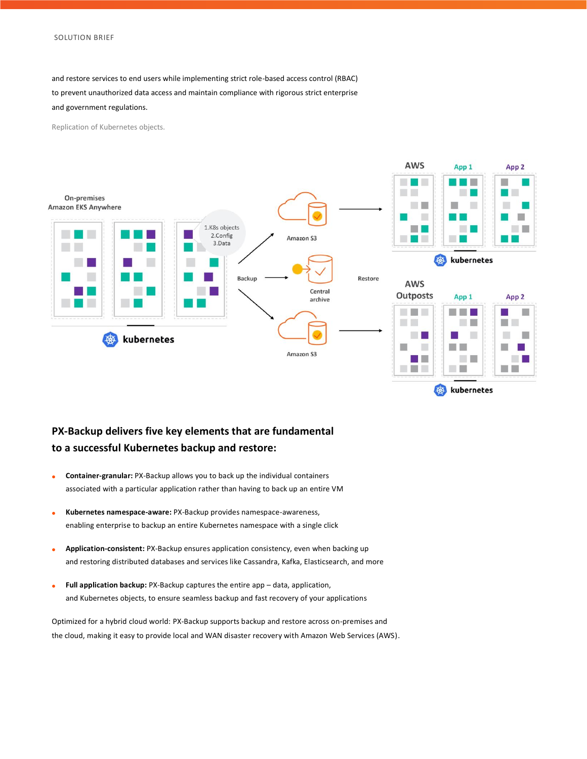and restore services to end users while implementing strict role-based access control (RBAC) to prevent unauthorized data access and maintain compliance with rigorous strict enterprise and government regulations.

Replication of Kubernetes objects.

## PX-Backup delivers five key elements that are fundamental to a successful Kubernetes backup and restore:

- **Container-granular:** PX-Backup allows you to back up the individual containers associated with a particular application rather than having to back up an entire VM
- **Kubernetes namespace-aware:** PX-Backup provides namespace-awareness, enabling enterprise to backup an entire Kubernetes namespace with a single click
- **Application-consistent:** PX-Backup ensures application consistency, even when backing up and restoring distributed databases and services like Cassandra, Kafka, Elasticsearch, and more
- **Full application backup:** PX-Backup captures the entire app – data, application, and Kubernetes objects, to ensure seamless backup and fast recovery of your applications

Optimized for a hybrid cloud world: PX-Backup supports backup and restore across on-premises and the cloud, making it easy to provide local and WAN disaster recovery with Amazon Web Services (AWS).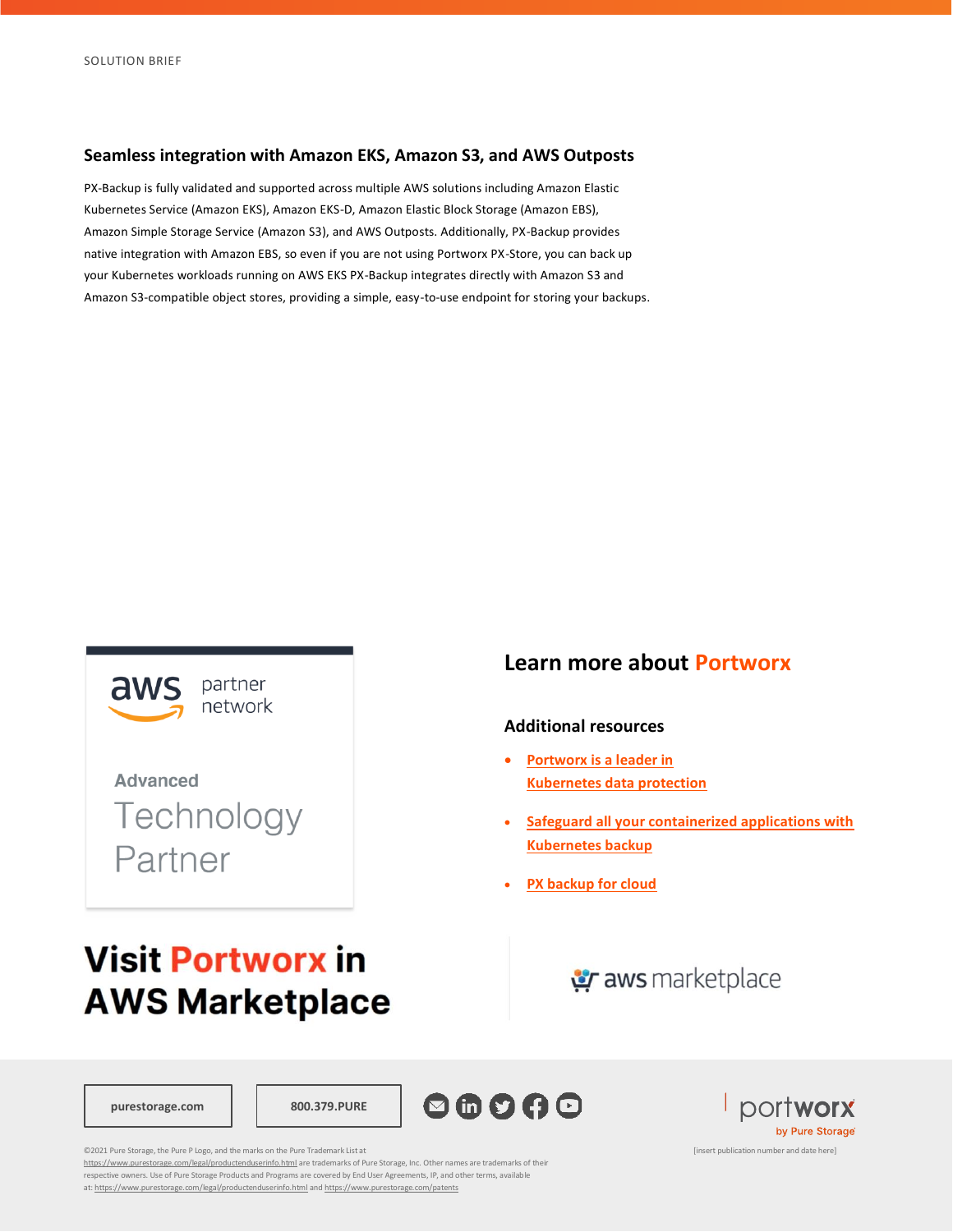## Seamless integration with Amazon EKS, Amazon S3, and AWS Outposts

PX-Backup is fully validated and supported across multiple AWS solutions including Amazon Elastic Kubernetes Service (Amazon EKS), Amazon EKS-D, Amazon Elastic Block Storage (Amazon EBS), Amazon Simple Storage Service (Amazon S3), and AWS Outposts. Additionally, PX-Backup provides native integration with Amazon EBS, so even if you are not using Portworx PX-Store, you can back up your Kubernetes workloads running on AWS EKS PX-Backup integrates directly with Amazon S3 and Amazon S3-compatible object stores, providing a simple, easy-to-use endpoint for storing your backups.

aws partner network

Advanced Technology Partner

## Learn more about Portworx

### Additional resources

- Portworx is a leader in Kubernetes data protection
- Safeguard all your containerized applications with Kubernetes backup
- PX backup for cloud

## Visit Portworx in AWS Marketplace

aws marketplace

purestorage.com

800.379.PURE

portworx by Pure Storage

©2021 Pure Storage, the Pure P Logo, and the marks on the Pure Trademark List at https://www.purestorage.com/legal/productenduserinfo.html are trademarks of Pure Storage, Inc. Other names are trademarks of their respective owners. Use of Pure Storage Products and Programs are covered by End User Agreements, IP, and other terms, available at: https://www.purestorage.com/legal/productenduserinfo.html and https://www.purestorage.com/patents

[insert publication number and date here]